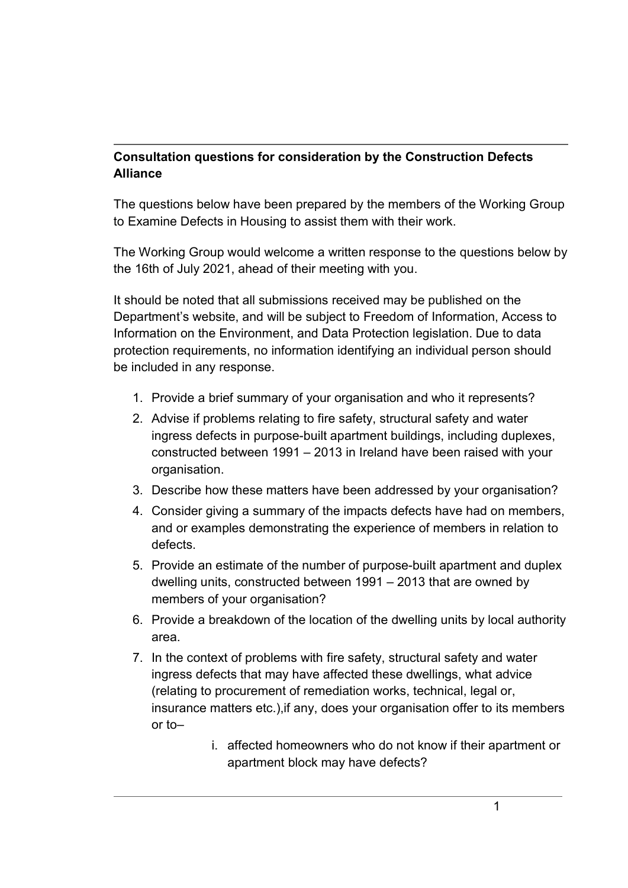**Consultation questions for consideration by the Construction Defects Alliance**

The questions below have been prepared by the members of the Working Group to Examine Defects in Housing to assist them with their work.

The Working Group would welcome a written response to the questions below by the 16th of July 2021, ahead of their meeting with you.

It should be noted that all submissions received may be published on the Department's website, and will be subject to Freedom of Information, Access to Information on the Environment, and Data Protection legislation. Due to data protection requirements, no information identifying an individual person should be included in any response.

1. Provide a brief summary of your organisation and who it represents?
2. Advise if problems relating to fire safety, structural safety and water ingress defects in purpose-built apartment buildings, including duplexes, constructed between 1991 – 2013 in Ireland have been raised with your organisation.
3. Describe how these matters have been addressed by your organisation?
4. Consider giving a summary of the impacts defects have had on members, and or examples demonstrating the experience of members in relation to defects.
5. Provide an estimate of the number of purpose-built apartment and duplex dwelling units, constructed between 1991 – 2013 that are owned by members of your organisation?
6. Provide a breakdown of the location of the dwelling units by local authority area.
7. In the context of problems with fire safety, structural safety and water ingress defects that may have affected these dwellings, what advice (relating to procurement of remediation works, technical, legal or, insurance matters etc.),if any, does your organisation offer to its members or to–
    i. affected homeowners who do not know if their apartment or apartment block may have defects?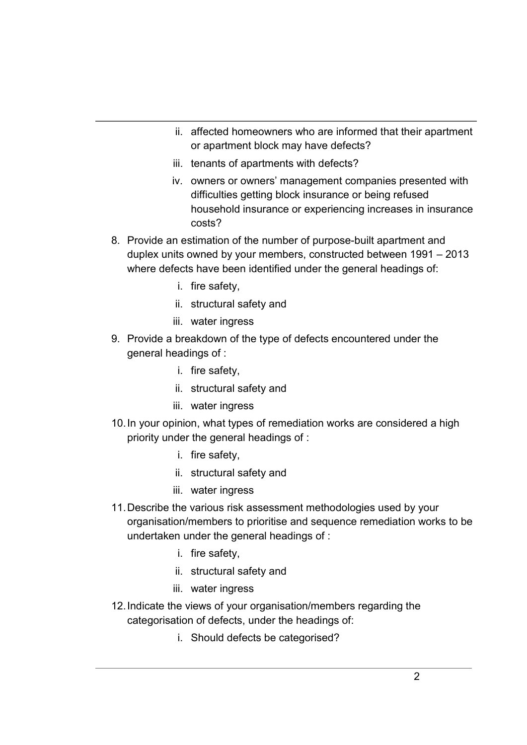ii. affected homeowners who are informed that their apartment or apartment block may have defects?

   iii. tenants of apartments with defects?

   iv. owners or owners' management companies presented with difficulties getting block insurance or being refused household insurance or experiencing increases in insurance costs?

8. Provide an estimation of the number of purpose-built apartment and duplex units owned by your members, constructed between 1991 – 2013 where defects have been identified under the general headings of:

   i. fire safety,

   ii. structural safety and

   iii. water ingress

9. Provide a breakdown of the type of defects encountered under the general headings of :

   i. fire safety,

   ii. structural safety and

   iii. water ingress

10. In your opinion, what types of remediation works are considered a high priority under the general headings of :

   i. fire safety,

   ii. structural safety and

   iii. water ingress

11. Describe the various risk assessment methodologies used by your organisation/members to prioritise and sequence remediation works to be undertaken under the general headings of :

   i. fire safety,

   ii. structural safety and

   iii. water ingress

12. Indicate the views of your organisation/members regarding the categorisation of defects, under the headings of:

   i. Should defects be categorised?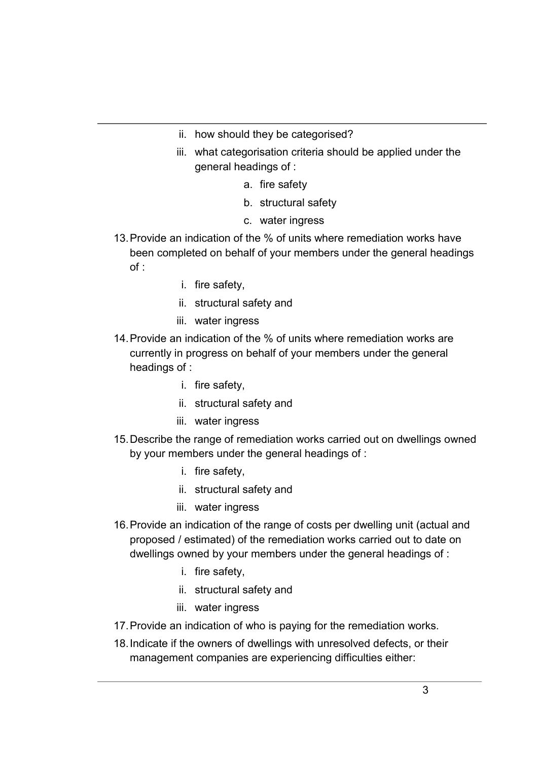ii. how should they be categorised?

   iii. what categorisation criteria should be applied under the general headings of :

      a. fire safety

      b. structural safety

      c. water ingress

13. Provide an indication of the % of units where remediation works have been completed on behalf of your members under the general headings of :

    i. fire safety,

    ii. structural safety and

    iii. water ingress

14. Provide an indication of the % of units where remediation works are currently in progress on behalf of your members under the general headings of :

    i. fire safety,

    ii. structural safety and

    iii. water ingress

15. Describe the range of remediation works carried out on dwellings owned by your members under the general headings of :

    i. fire safety,

    ii. structural safety and

    iii. water ingress

16. Provide an indication of the range of costs per dwelling unit (actual and proposed / estimated) of the remediation works carried out to date on dwellings owned by your members under the general headings of :

    i. fire safety,

    ii. structural safety and

    iii. water ingress

17. Provide an indication of who is paying for the remediation works.

18. Indicate if the owners of dwellings with unresolved defects, or their management companies are experiencing difficulties either: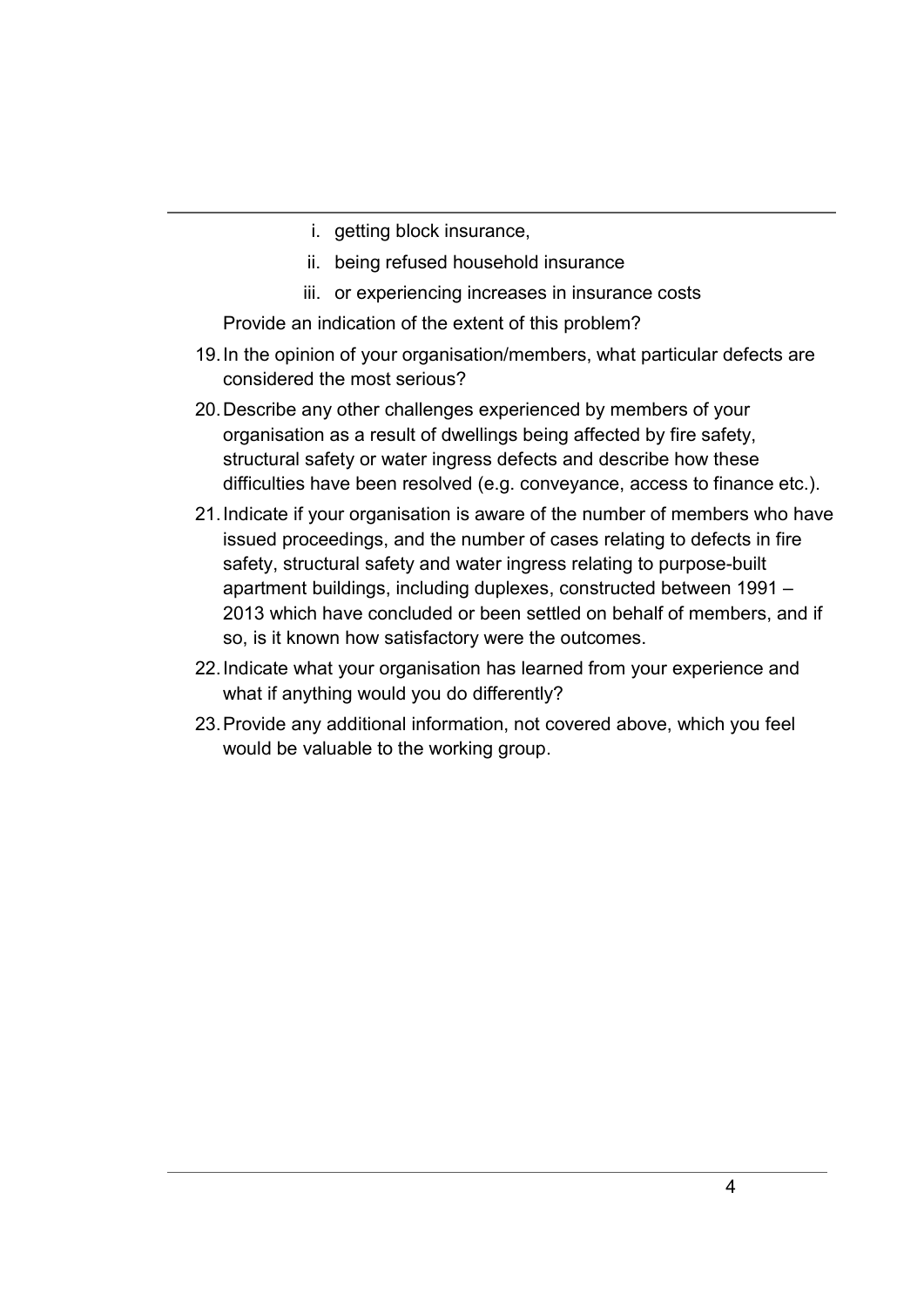i. getting block insurance,

ii. being refused household insurance

iii. or experiencing increases in insurance costs

Provide an indication of the extent of this problem?

19. In the opinion of your organisation/members, what particular defects are considered the most serious?

20. Describe any other challenges experienced by members of your organisation as a result of dwellings being affected by fire safety, structural safety or water ingress defects and describe how these difficulties have been resolved (e.g. conveyance, access to finance etc.).

21. Indicate if your organisation is aware of the number of members who have issued proceedings, and the number of cases relating to defects in fire safety, structural safety and water ingress relating to purpose-built apartment buildings, including duplexes, constructed between 1991 – 2013 which have concluded or been settled on behalf of members, and if so, is it known how satisfactory were the outcomes.

22. Indicate what your organisation has learned from your experience and what if anything would you do differently?

23. Provide any additional information, not covered above, which you feel would be valuable to the working group.